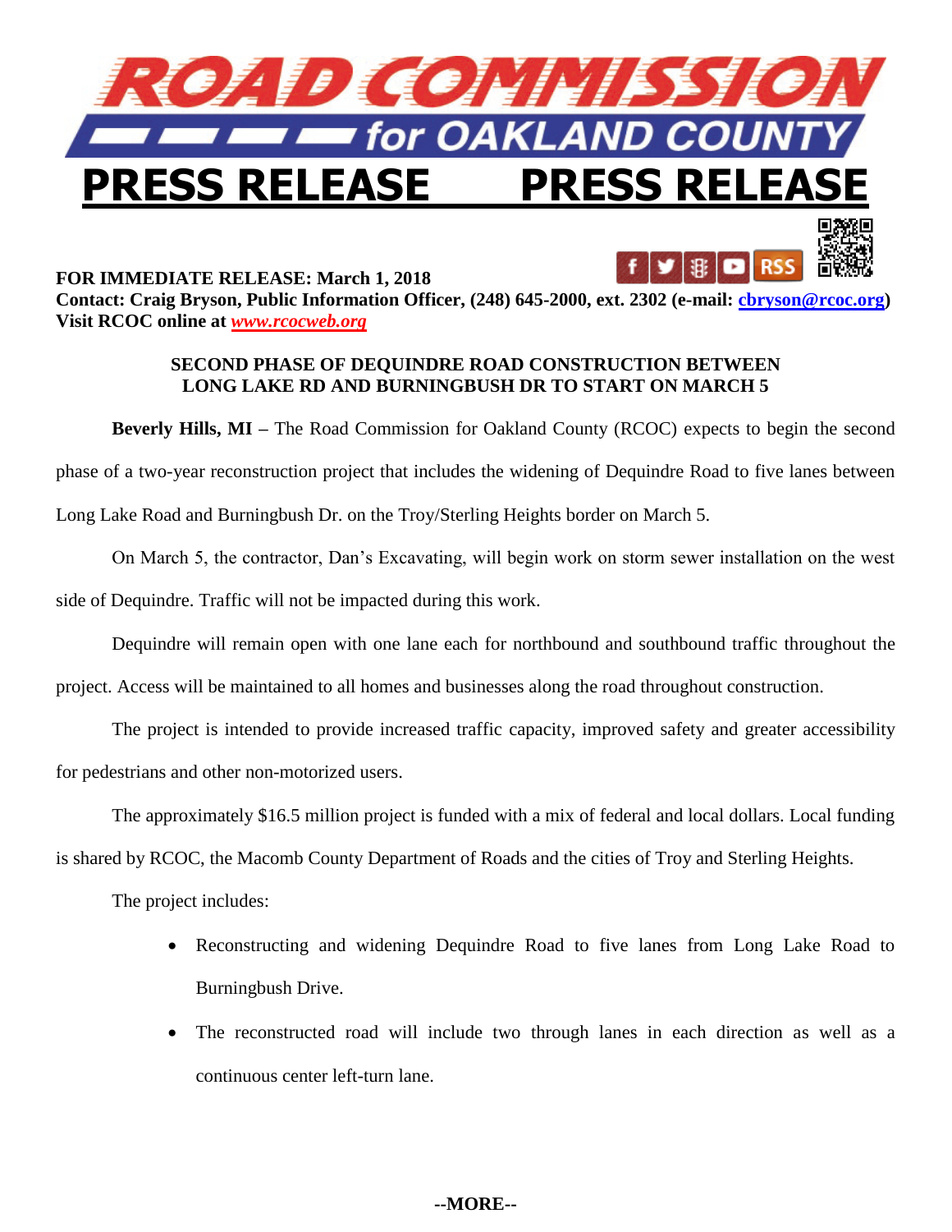# ROAD COMMISSION for OAKLAND COUNTY

# PRESS RELEASE PRESS RELEASE

**FOR IMMEDIATE RELEASE: March 1, 2018**
**Contact: Craig Bryson, Public Information Officer, (248) 645-2000, ext. 2302 (e-mail: cbryson@rcoc.org)**
**Visit RCOC online at *www.rcocweb.org***

## SECOND PHASE OF DEQUINDRE ROAD CONSTRUCTION BETWEEN LONG LAKE RD AND BURNINGBUSH DR TO START ON MARCH 5

**Beverly Hills, MI –** The Road Commission for Oakland County (RCOC) expects to begin the second phase of a two-year reconstruction project that includes the widening of Dequindre Road to five lanes between Long Lake Road and Burningbush Dr. on the Troy/Sterling Heights border on March 5.

On March 5, the contractor, Dan's Excavating, will begin work on storm sewer installation on the west side of Dequindre. Traffic will not be impacted during this work.

Dequindre will remain open with one lane each for northbound and southbound traffic throughout the project. Access will be maintained to all homes and businesses along the road throughout construction.

The project is intended to provide increased traffic capacity, improved safety and greater accessibility for pedestrians and other non-motorized users.

The approximately $16.5 million project is funded with a mix of federal and local dollars. Local funding is shared by RCOC, the Macomb County Department of Roads and the cities of Troy and Sterling Heights.

The project includes:

- Reconstructing and widening Dequindre Road to five lanes from Long Lake Road to Burningbush Drive.
- The reconstructed road will include two through lanes in each direction as well as a continuous center left-turn lane.

**--MORE--**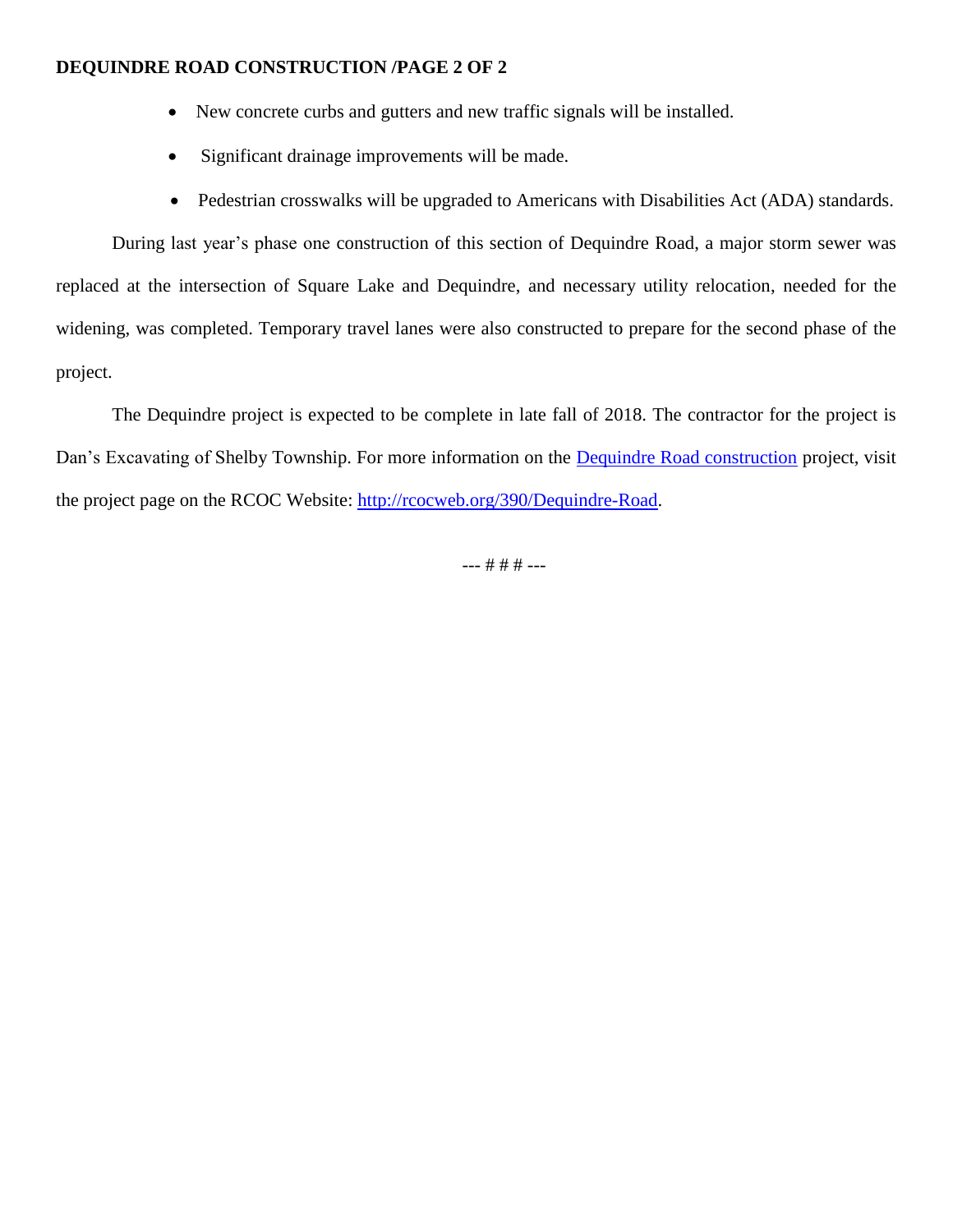- New concrete curbs and gutters and new traffic signals will be installed.
- Significant drainage improvements will be made.
- Pedestrian crosswalks will be upgraded to Americans with Disabilities Act (ADA) standards.

During last year's phase one construction of this section of Dequindre Road, a major storm sewer was replaced at the intersection of Square Lake and Dequindre, and necessary utility relocation, needed for the widening, was completed. Temporary travel lanes were also constructed to prepare for the second phase of the project.

The Dequindre project is expected to be complete in late fall of 2018. The contractor for the project is Dan's Excavating of Shelby Township. For more information on the Dequindre Road construction project, visit the project page on the RCOC Website: http://rcocweb.org/390/Dequindre-Road.

--- # # # ---